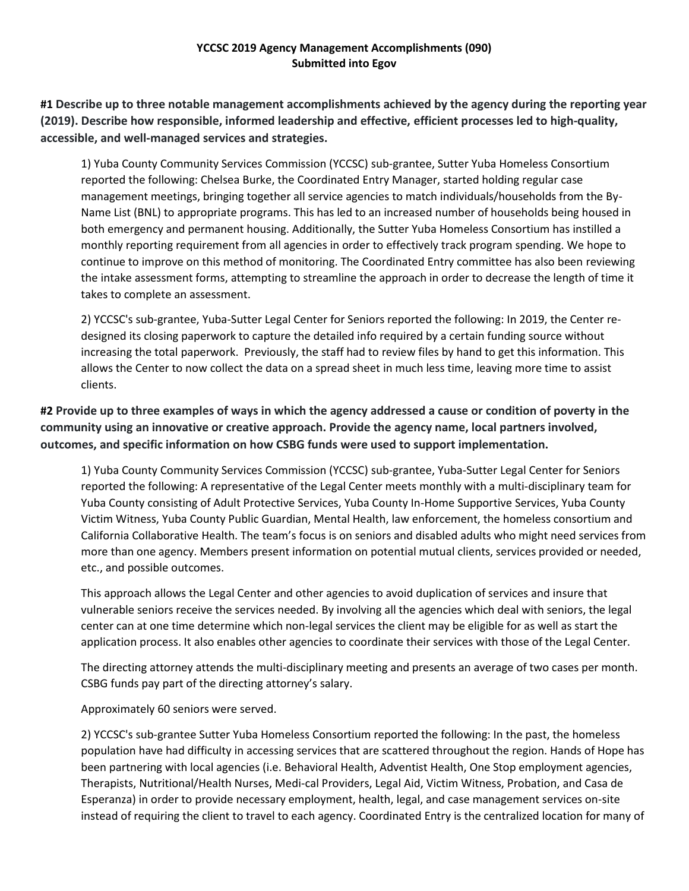**YCCSC 2019 Agency Management Accomplishments (090)**
**Submitted into Egov**

**#1 Describe up to three notable management accomplishments achieved by the agency during the reporting year (2019). Describe how responsible, informed leadership and effective, efficient processes led to high-quality, accessible, and well-managed services and strategies.**

1) Yuba County Community Services Commission (YCCSC) sub-grantee, Sutter Yuba Homeless Consortium reported the following: Chelsea Burke, the Coordinated Entry Manager, started holding regular case management meetings, bringing together all service agencies to match individuals/households from the By-Name List (BNL) to appropriate programs. This has led to an increased number of households being housed in both emergency and permanent housing. Additionally, the Sutter Yuba Homeless Consortium has instilled a monthly reporting requirement from all agencies in order to effectively track program spending. We hope to continue to improve on this method of monitoring. The Coordinated Entry committee has also been reviewing the intake assessment forms, attempting to streamline the approach in order to decrease the length of time it takes to complete an assessment.

2) YCCSC's sub-grantee, Yuba-Sutter Legal Center for Seniors reported the following: In 2019, the Center re-designed its closing paperwork to capture the detailed info required by a certain funding source without increasing the total paperwork. Previously, the staff had to review files by hand to get this information. This allows the Center to now collect the data on a spread sheet in much less time, leaving more time to assist clients.

**#2 Provide up to three examples of ways in which the agency addressed a cause or condition of poverty in the community using an innovative or creative approach. Provide the agency name, local partners involved, outcomes, and specific information on how CSBG funds were used to support implementation.**

1) Yuba County Community Services Commission (YCCSC) sub-grantee, Yuba-Sutter Legal Center for Seniors reported the following: A representative of the Legal Center meets monthly with a multi-disciplinary team for Yuba County consisting of Adult Protective Services, Yuba County In-Home Supportive Services, Yuba County Victim Witness, Yuba County Public Guardian, Mental Health, law enforcement, the homeless consortium and California Collaborative Health. The team's focus is on seniors and disabled adults who might need services from more than one agency. Members present information on potential mutual clients, services provided or needed, etc., and possible outcomes.

This approach allows the Legal Center and other agencies to avoid duplication of services and insure that vulnerable seniors receive the services needed. By involving all the agencies which deal with seniors, the legal center can at one time determine which non-legal services the client may be eligible for as well as start the application process. It also enables other agencies to coordinate their services with those of the Legal Center.

The directing attorney attends the multi-disciplinary meeting and presents an average of two cases per month. CSBG funds pay part of the directing attorney's salary.

Approximately 60 seniors were served.

2) YCCSC's sub-grantee Sutter Yuba Homeless Consortium reported the following: In the past, the homeless population have had difficulty in accessing services that are scattered throughout the region. Hands of Hope has been partnering with local agencies (i.e. Behavioral Health, Adventist Health, One Stop employment agencies, Therapists, Nutritional/Health Nurses, Medi-cal Providers, Legal Aid, Victim Witness, Probation, and Casa de Esperanza) in order to provide necessary employment, health, legal, and case management services on-site instead of requiring the client to travel to each agency. Coordinated Entry is the centralized location for many of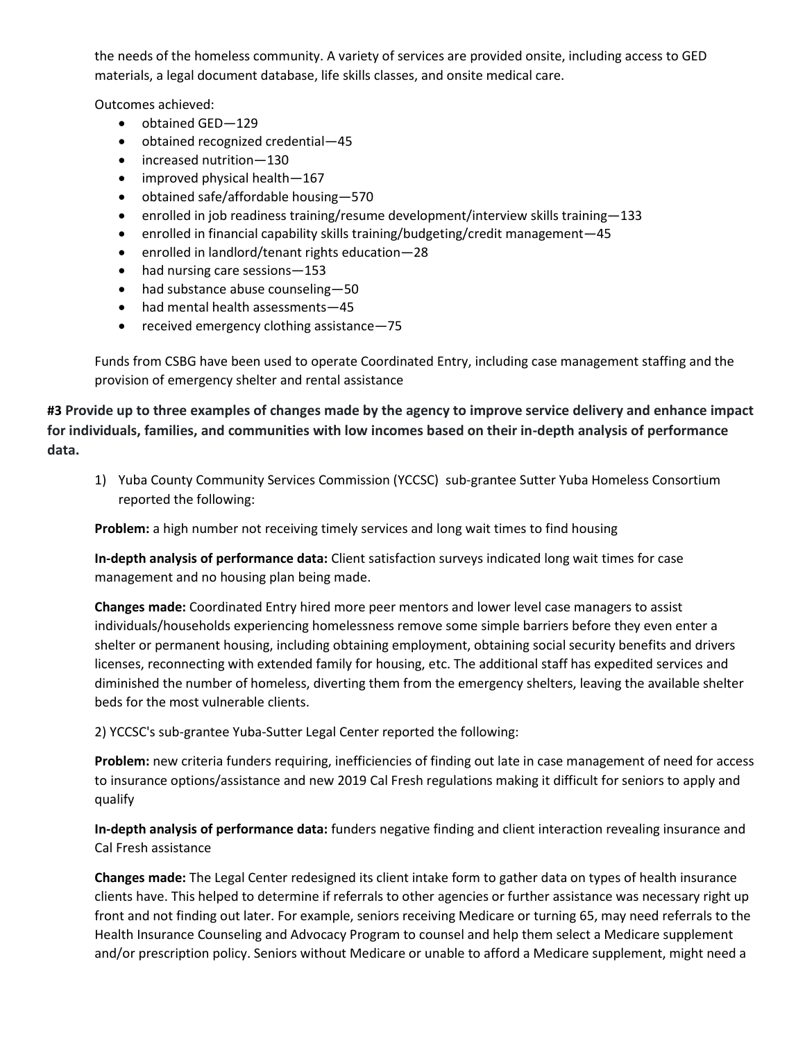the needs of the homeless community. A variety of services are provided onsite, including access to GED materials, a legal document database, life skills classes, and onsite medical care.

Outcomes achieved:

- obtained GED—129
- obtained recognized credential—45
- increased nutrition—130
- improved physical health—167
- obtained safe/affordable housing—570
- enrolled in job readiness training/resume development/interview skills training—133
- enrolled in financial capability skills training/budgeting/credit management—45
- enrolled in landlord/tenant rights education—28
- had nursing care sessions—153
- had substance abuse counseling—50
- had mental health assessments—45
- received emergency clothing assistance—75

Funds from CSBG have been used to operate Coordinated Entry, including case management staffing and the provision of emergency shelter and rental assistance

**#3 Provide up to three examples of changes made by the agency to improve service delivery and enhance impact for individuals, families, and communities with low incomes based on their in-depth analysis of performance data.**

1) Yuba County Community Services Commission (YCCSC) sub-grantee Sutter Yuba Homeless Consortium reported the following:

**Problem:** a high number not receiving timely services and long wait times to find housing

**In-depth analysis of performance data:** Client satisfaction surveys indicated long wait times for case management and no housing plan being made.

**Changes made:** Coordinated Entry hired more peer mentors and lower level case managers to assist individuals/households experiencing homelessness remove some simple barriers before they even enter a shelter or permanent housing, including obtaining employment, obtaining social security benefits and drivers licenses, reconnecting with extended family for housing, etc. The additional staff has expedited services and diminished the number of homeless, diverting them from the emergency shelters, leaving the available shelter beds for the most vulnerable clients.

2) YCCSC's sub-grantee Yuba-Sutter Legal Center reported the following:

**Problem:** new criteria funders requiring, inefficiencies of finding out late in case management of need for access to insurance options/assistance and new 2019 Cal Fresh regulations making it difficult for seniors to apply and qualify

**In-depth analysis of performance data:** funders negative finding and client interaction revealing insurance and Cal Fresh assistance

**Changes made:** The Legal Center redesigned its client intake form to gather data on types of health insurance clients have. This helped to determine if referrals to other agencies or further assistance was necessary right up front and not finding out later. For example, seniors receiving Medicare or turning 65, may need referrals to the Health Insurance Counseling and Advocacy Program to counsel and help them select a Medicare supplement and/or prescription policy. Seniors without Medicare or unable to afford a Medicare supplement, might need a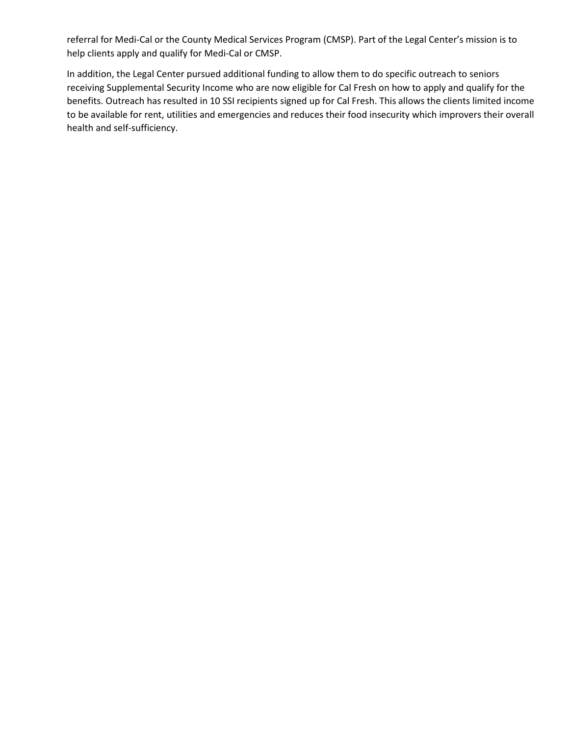referral for Medi-Cal or the County Medical Services Program (CMSP). Part of the Legal Center's mission is to help clients apply and qualify for Medi-Cal or CMSP.

In addition, the Legal Center pursued additional funding to allow them to do specific outreach to seniors receiving Supplemental Security Income who are now eligible for Cal Fresh on how to apply and qualify for the benefits. Outreach has resulted in 10 SSI recipients signed up for Cal Fresh. This allows the clients limited income to be available for rent, utilities and emergencies and reduces their food insecurity which improvers their overall health and self-sufficiency.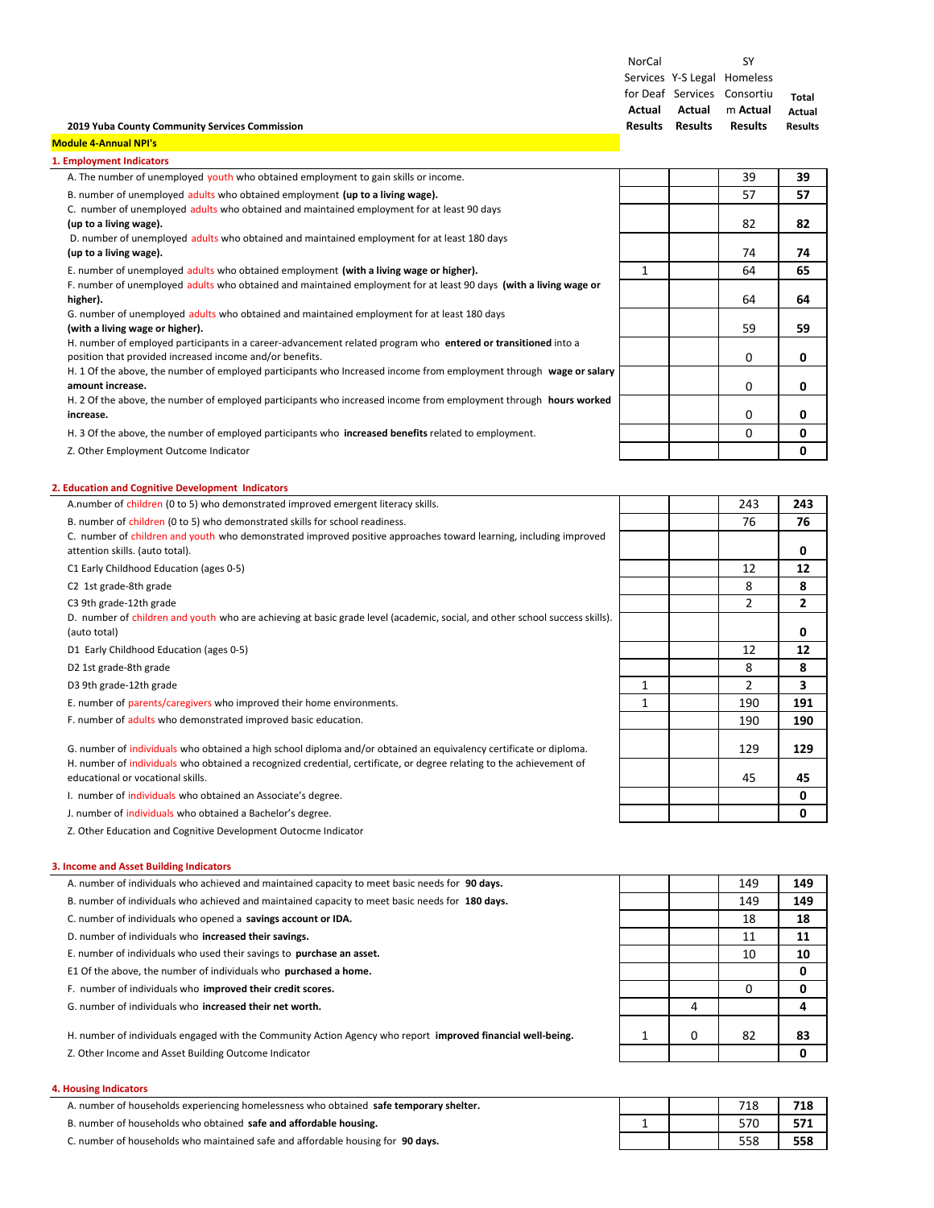**2019 Yuba County Community Services Commission**

**Module 4-Annual NPI's**

| | NorCal Services for Deaf **Actual Results** | Y-S Legal Services **Actual Results** | SY Homeless Consortium **Actual Results** | **Total Actual Results** |
|---|---|---|---|---|
| **1. Employment Indicators** | | | | |
| A. The number of unemployed youth who obtained employment to gain skills or income. | | | 39 | **39** |
| B. number of unemployed adults who obtained employment **(up to a living wage).** | | | 57 | **57** |
| C. number of unemployed adults who obtained and maintained employment for at least 90 days **(up to a living wage).** | | | 82 | **82** |
| D. number of unemployed adults who obtained and maintained employment for at least 180 days **(up to a living wage).** | | | 74 | **74** |
| E. number of unemployed adults who obtained employment **(with a living wage or higher).** | 1 | | 64 | **65** |
| F. number of unemployed adults who obtained and maintained employment for at least 90 days **(with a living wage or higher).** | | | 64 | **64** |
| G. number of unemployed adults who obtained and maintained employment for at least 180 days **(with a living wage or higher).** | | | 59 | **59** |
| H. number of employed participants in a career-advancement related program who **entered or transitioned** into a position that provided increased income and/or benefits. | | | 0 | **0** |
| H. 1 Of the above, the number of employed participants who Increased income from employment through **wage or salary amount increase.** | | | 0 | **0** |
| H. 2 Of the above, the number of employed participants who increased income from employment through **hours worked increase.** | | | 0 | **0** |
| H. 3 Of the above, the number of employed participants who **increased benefits** related to employment. | | | 0 | **0** |
| Z. Other Employment Outcome Indicator | | | | **0** |
| **2. Education and Cognitive Development Indicators** | | | | |
| A.number of children (0 to 5) who demonstrated improved emergent literacy skills. | | | 243 | **243** |
| B. number of children (0 to 5) who demonstrated skills for school readiness. | | | 76 | **76** |
| C. number of children and youth who demonstrated improved positive approaches toward learning, including improved attention skills. (auto total). | | | | **0** |
| C1 Early Childhood Education (ages 0-5) | | | 12 | **12** |
| C2 1st grade-8th grade | | | 8 | **8** |
| C3 9th grade-12th grade | | | 2 | **2** |
| D. number of children and youth who are achieving at basic grade level (academic, social, and other school success skills). (auto total) | | | | **0** |
| D1 Early Childhood Education (ages 0-5) | | | 12 | **12** |
| D2 1st grade-8th grade | | | 8 | **8** |
| D3 9th grade-12th grade | 1 | | 2 | **3** |
| E. number of parents/caregivers who improved their home environments. | 1 | | 190 | **191** |
| F. number of adults who demonstrated improved basic education. | | | 190 | **190** |
| G. number of individuals who obtained a high school diploma and/or obtained an equivalency certificate or diploma. | | | 129 | **129** |
| H. number of individuals who obtained a recognized credential, certificate, or degree relating to the achievement of educational or vocational skills. | | | 45 | **45** |
| I. number of individuals who obtained an Associate's degree. | | | | **0** |
| J. number of individuals who obtained a Bachelor's degree. | | | | **0** |
| Z. Other Education and Cognitive Development Outocme Indicator | | | | |
| **3. Income and Asset Building Indicators** | | | | |
| A. number of individuals who achieved and maintained capacity to meet basic needs for **90 days.** | | | 149 | **149** |
| B. number of individuals who achieved and maintained capacity to meet basic needs for **180 days.** | | | 149 | **149** |
| C. number of individuals who opened a **savings account or IDA.** | | | 18 | **18** |
| D. number of individuals who **increased their savings.** | | | 11 | **11** |
| E. number of individuals who used their savings to **purchase an asset.** | | | 10 | **10** |
| E1 Of the above, the number of individuals who **purchased a home.** | | | | **0** |
| F. number of individuals who **improved their credit scores.** | | | 0 | **0** |
| G. number of individuals who **increased their net worth.** | | 4 | | **4** |
| H. number of individuals engaged with the Community Action Agency who report **improved financial well-being.** | 1 | 0 | 82 | **83** |
| Z. Other Income and Asset Building Outcome Indicator | | | | **0** |
| **4. Housing Indicators** | | | | |
| A. number of households experiencing homelessness who obtained **safe temporary shelter.** | | | 718 | **718** |
| B. number of households who obtained **safe and affordable housing.** | 1 | | 570 | **571** |
| C. number of households who maintained safe and affordable housing for **90 days.** | | | 558 | **558** |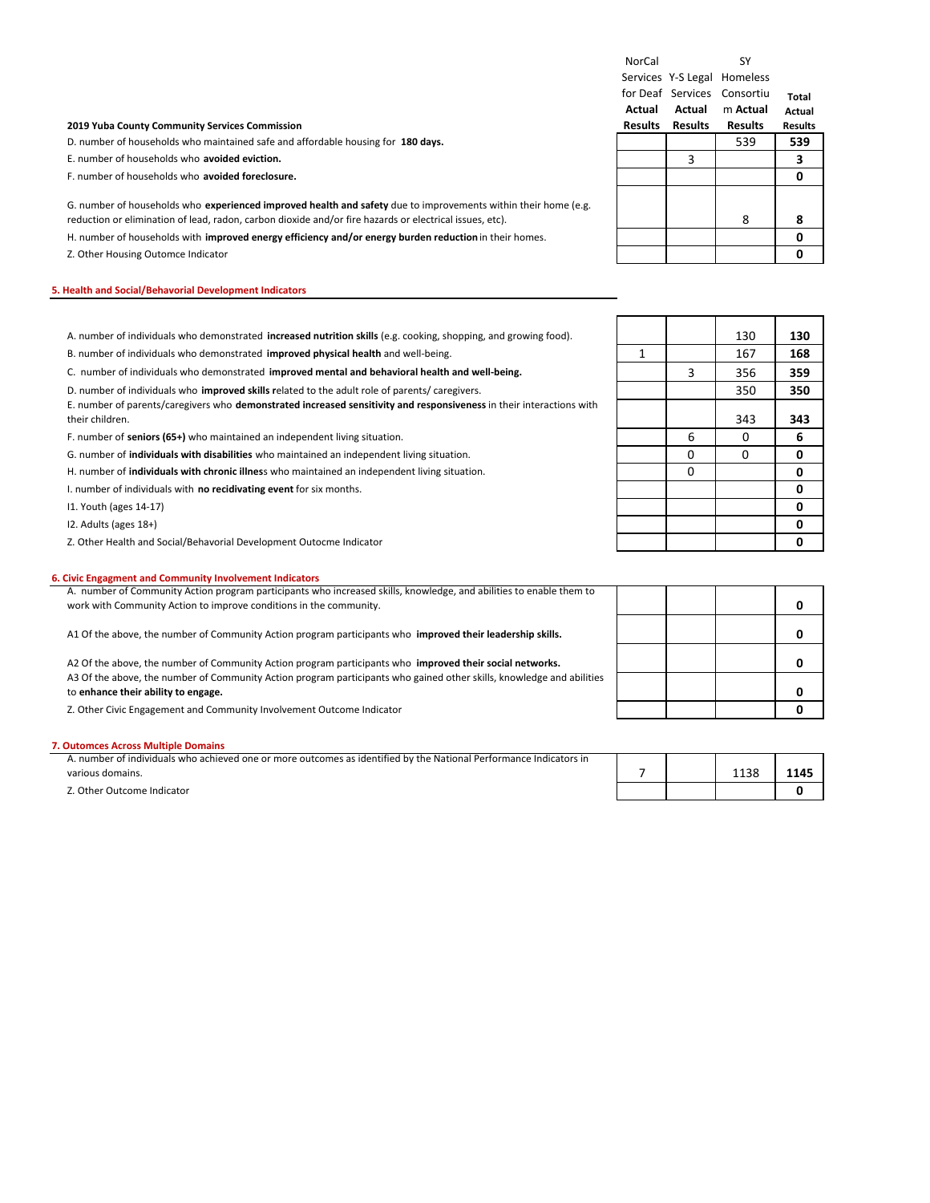| 2019 Yuba County Community Services Commission | NorCal Services for Deaf Actual Results | Y-S Legal Services Actual Results | SY Homeless Consortium Actual Results | Total Actual Results |
|---|---|---|---|---|
| D. number of households who maintained safe and affordable housing for **180 days.** | | | 539 | **539** |
| E. number of households who **avoided eviction.** | | 3 | | **3** |
| F. number of households who **avoided foreclosure.** | | | | **0** |
| G. number of households who **experienced improved health and safety** due to improvements within their home (e.g. reduction or elimination of lead, radon, carbon dioxide and/or fire hazards or electrical issues, etc). | | | 8 | **8** |
| H. number of households with **improved energy efficiency and/or energy burden reduction** in their homes. | | | | **0** |
| Z. Other Housing Outomce Indicator | | | | **0** |

### 5. Health and Social/Behavorial Development Indicators

| | NorCal Services for Deaf Actual Results | Y-S Legal Services Actual Results | SY Homeless Consortium Actual Results | Total Actual Results |
|---|---|---|---|---|
| A. number of individuals who demonstrated **increased nutrition skills** (e.g. cooking, shopping, and growing food). | | | 130 | **130** |
| B. number of individuals who demonstrated **improved physical health** and well-being. | 1 | | 167 | **168** |
| C. number of individuals who demonstrated **improved mental and behavioral health and well-being.** | | 3 | 356 | **359** |
| D. number of individuals who **improved skills r**elated to the adult role of parents/ caregivers. | | | 350 | **350** |
| E. number of parents/caregivers who **demonstrated increased sensitivity and responsiveness** in their interactions with their children. | | | 343 | **343** |
| F. number of **seniors (65+)** who maintained an independent living situation. | | 6 | 0 | **6** |
| G. number of **individuals with disabilities** who maintained an independent living situation. | | 0 | 0 | **0** |
| H. number of **individuals with chronic illnes**s who maintained an independent living situation. | | 0 | | **0** |
| I. number of individuals with **no recidivating event** for six months. | | | | **0** |
| I1. Youth (ages 14-17) | | | | **0** |
| I2. Adults (ages 18+) | | | | **0** |
| Z. Other Health and Social/Behavorial Development Outocme Indicator | | | | **0** |

### 6. Civic Engagment and Community Involvement Indicators

| | NorCal Services for Deaf Actual Results | Y-S Legal Services Actual Results | SY Homeless Consortium Actual Results | Total Actual Results |
|---|---|---|---|---|
| A. number of Community Action program participants who increased skills, knowledge, and abilities to enable them to work with Community Action to improve conditions in the community. | | | | **0** |
| A1 Of the above, the number of Community Action program participants who **improved their leadership skills.** | | | | **0** |
| A2 Of the above, the number of Community Action program participants who **improved their social networks.** | | | | **0** |
| A3 Of the above, the number of Community Action program participants who gained other skills, knowledge and abilities to **enhance their ability to engage.** | | | | **0** |
| Z. Other Civic Engagement and Community Involvement Outcome Indicator | | | | **0** |

### 7. Outomces Across Multiple Domains

| | NorCal Services for Deaf Actual Results | Y-S Legal Services Actual Results | SY Homeless Consortium Actual Results | Total Actual Results |
|---|---|---|---|---|
| A. number of individuals who achieved one or more outcomes as identified by the National Performance Indicators in various domains. | 7 | | 1138 | **1145** |
| Z. Other Outcome Indicator | | | | **0** |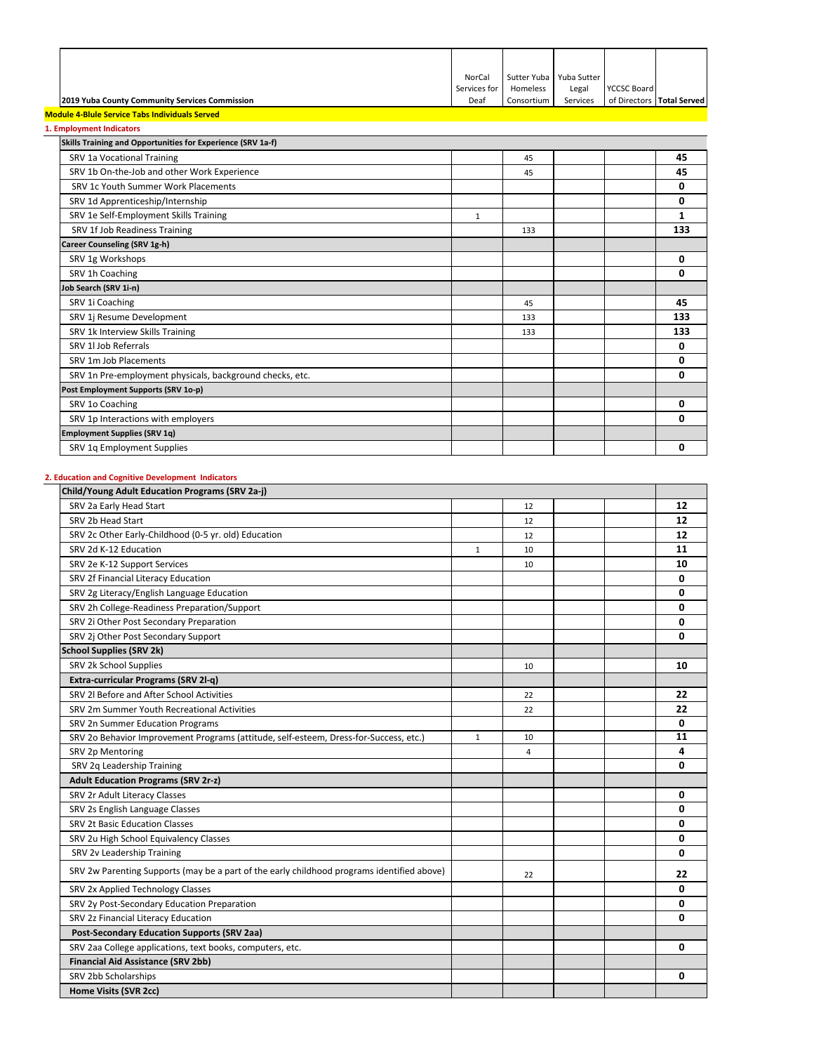| 2019 Yuba County Community Services Commission | NorCal Services for Deaf | Sutter Yuba Homeless Consortium | Yuba Sutter Legal Services | YCCSC Board of Directors | Total Served |
|---|---|---|---|---|---|
| **Module 4-Blule Service Tabs Individuals Served** | | | | | |
| **1. Employment Indicators** | | | | | |
| **Skills Training and Opportunities for Experience (SRV 1a-f)** | | | | | |
| SRV 1a Vocational Training | | 45 | | | **45** |
| SRV 1b On-the-Job and other Work Experience | | 45 | | | **45** |
| SRV 1c Youth Summer Work Placements | | | | | **0** |
| SRV 1d Apprenticeship/Internship | | | | | **0** |
| SRV 1e Self-Employment Skills Training | 1 | | | | **1** |
| SRV 1f Job Readiness Training | | 133 | | | **133** |
| **Career Counseling (SRV 1g-h)** | | | | | |
| SRV 1g Workshops | | | | | **0** |
| SRV 1h Coaching | | | | | **0** |
| **Job Search (SRV 1i-n)** | | | | | |
| SRV 1i Coaching | | 45 | | | **45** |
| SRV 1j Resume Development | | 133 | | | **133** |
| SRV 1k Interview Skills Training | | 133 | | | **133** |
| SRV 1l Job Referrals | | | | | **0** |
| SRV 1m Job Placements | | | | | **0** |
| SRV 1n Pre-employment physicals, background checks, etc. | | | | | **0** |
| **Post Employment Supports (SRV 1o-p)** | | | | | |
| SRV 1o Coaching | | | | | **0** |
| SRV 1p Interactions with employers | | | | | **0** |
| **Employment Supplies (SRV 1q)** | | | | | |
| SRV 1q Employment Supplies | | | | | **0** |

**2. Education and Cognitive Development Indicators**

| Child/Young Adult Education Programs (SRV 2a-j) | | | | | |
|---|---|---|---|---|---|
| SRV 2a Early Head Start | | 12 | | | **12** |
| SRV 2b Head Start | | 12 | | | **12** |
| SRV 2c Other Early-Childhood (0-5 yr. old) Education | | 12 | | | **12** |
| SRV 2d K-12 Education | 1 | 10 | | | **11** |
| SRV 2e K-12 Support Services | | 10 | | | **10** |
| SRV 2f Financial Literacy Education | | | | | **0** |
| SRV 2g Literacy/English Language Education | | | | | **0** |
| SRV 2h College-Readiness Preparation/Support | | | | | **0** |
| SRV 2i Other Post Secondary Preparation | | | | | **0** |
| SRV 2j Other Post Secondary Support | | | | | **0** |
| **School Supplies (SRV 2k)** | | | | | |
| SRV 2k School Supplies | | 10 | | | **10** |
| **Extra-curricular Programs (SRV 2l-q)** | | | | | |
| SRV 2l Before and After School Activities | | 22 | | | **22** |
| SRV 2m Summer Youth Recreational Activities | | 22 | | | **22** |
| SRV 2n Summer Education Programs | | | | | **0** |
| SRV 2o Behavior Improvement Programs (attitude, self-esteem, Dress-for-Success, etc.) | 1 | 10 | | | **11** |
| SRV 2p Mentoring | | 4 | | | **4** |
| SRV 2q Leadership Training | | | | | **0** |
| **Adult Education Programs (SRV 2r-z)** | | | | | |
| SRV 2r Adult Literacy Classes | | | | | **0** |
| SRV 2s English Language Classes | | | | | **0** |
| SRV 2t Basic Education Classes | | | | | **0** |
| SRV 2u High School Equivalency Classes | | | | | **0** |
| SRV 2v Leadership Training | | | | | **0** |
| SRV 2w Parenting Supports (may be a part of the early childhood programs identified above) | | 22 | | | **22** |
| SRV 2x Applied Technology Classes | | | | | **0** |
| SRV 2y Post-Secondary Education Preparation | | | | | **0** |
| SRV 2z Financial Literacy Education | | | | | **0** |
| **Post-Secondary Education Supports (SRV 2aa)** | | | | | |
| SRV 2aa College applications, text books, computers, etc. | | | | | **0** |
| **Financial Aid Assistance (SRV 2bb)** | | | | | |
| SRV 2bb Scholarships | | | | | **0** |
| **Home Visits (SVR 2cc)** | | | | | |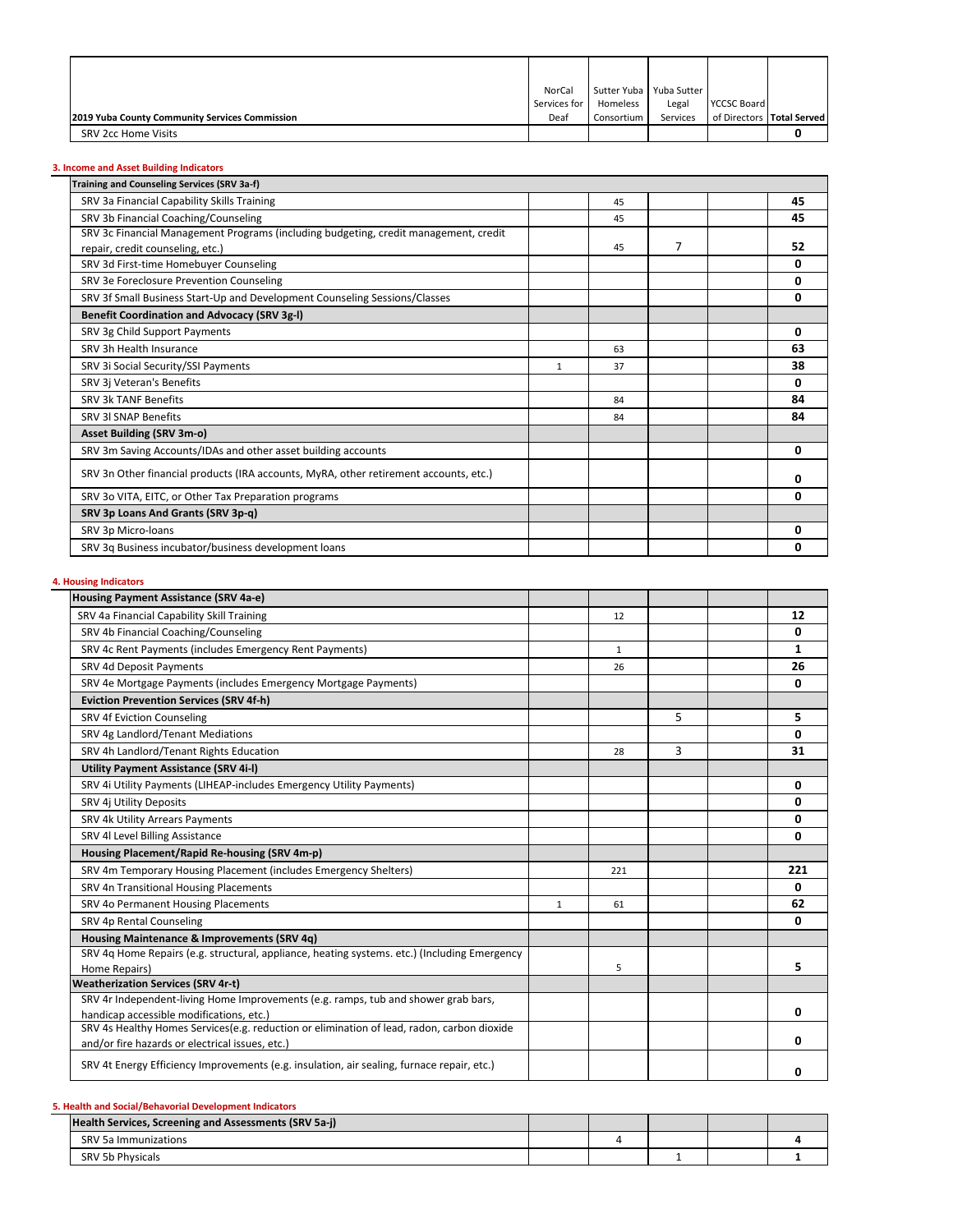| 2019 Yuba County Community Services Commission | NorCal Services for Deaf | Sutter Yuba Homeless Consortium | Yuba Sutter Legal Services | YCCSC Board of Directors | Total Served |
|---|---|---|---|---|---|
| SRV 2cc Home Visits | | | | | 0 |

**3. Income and Asset Building Indicators**

| Training and Counseling Services (SRV 3a-f) | | | | | |
|---|---|---|---|---|---|
| SRV 3a Financial Capability Skills Training | | 45 | | | **45** |
| SRV 3b Financial Coaching/Counseling | | 45 | | | **45** |
| SRV 3c Financial Management Programs (including budgeting, credit management, credit repair, credit counseling, etc.) | | 45 | 7 | | **52** |
| SRV 3d First-time Homebuyer Counseling | | | | | **0** |
| SRV 3e Foreclosure Prevention Counseling | | | | | **0** |
| SRV 3f Small Business Start-Up and Development Counseling Sessions/Classes | | | | | **0** |
| **Benefit Coordination and Advocacy (SRV 3g-l)** | | | | | |
| SRV 3g Child Support Payments | | | | | **0** |
| SRV 3h Health Insurance | | 63 | | | **63** |
| SRV 3i Social Security/SSI Payments | 1 | 37 | | | **38** |
| SRV 3j Veteran's Benefits | | | | | **0** |
| SRV 3k TANF Benefits | | 84 | | | **84** |
| SRV 3l SNAP Benefits | | 84 | | | **84** |
| **Asset Building (SRV 3m-o)** | | | | | |
| SRV 3m Saving Accounts/IDAs and other asset building accounts | | | | | **0** |
| SRV 3n Other financial products (IRA accounts, MyRA, other retirement accounts, etc.) | | | | | **0** |
| SRV 3o VITA, EITC, or Other Tax Preparation programs | | | | | **0** |
| **SRV 3p Loans And Grants (SRV 3p-q)** | | | | | |
| SRV 3p Micro-loans | | | | | **0** |
| SRV 3q Business incubator/business development loans | | | | | **0** |

**4. Housing Indicators**

| Housing Payment Assistance (SRV 4a-e) | | | | | |
|---|---|---|---|---|---|
| SRV 4a Financial Capability Skill Training | | 12 | | | **12** |
| SRV 4b Financial Coaching/Counseling | | | | | **0** |
| SRV 4c Rent Payments (includes Emergency Rent Payments) | | 1 | | | **1** |
| SRV 4d Deposit Payments | | 26 | | | **26** |
| SRV 4e Mortgage Payments (includes Emergency Mortgage Payments) | | | | | **0** |
| **Eviction Prevention Services (SRV 4f-h)** | | | | | |
| SRV 4f Eviction Counseling | | | 5 | | **5** |
| SRV 4g Landlord/Tenant Mediations | | | | | **0** |
| SRV 4h Landlord/Tenant Rights Education | | 28 | 3 | | **31** |
| **Utility Payment Assistance (SRV 4i-l)** | | | | | |
| SRV 4i Utility Payments (LIHEAP-includes Emergency Utility Payments) | | | | | **0** |
| SRV 4j Utility Deposits | | | | | **0** |
| SRV 4k Utility Arrears Payments | | | | | **0** |
| SRV 4l Level Billing Assistance | | | | | **0** |
| **Housing Placement/Rapid Re-housing (SRV 4m-p)** | | | | | |
| SRV 4m Temporary Housing Placement (includes Emergency Shelters) | | 221 | | | **221** |
| SRV 4n Transitional Housing Placements | | | | | **0** |
| SRV 4o Permanent Housing Placements | 1 | 61 | | | **62** |
| SRV 4p Rental Counseling | | | | | **0** |
| **Housing Maintenance & Improvements (SRV 4q)** | | | | | |
| SRV 4q Home Repairs (e.g. structural, appliance, heating systems. etc.) (Including Emergency Home Repairs) | | 5 | | | **5** |
| **Weatherization Services (SRV 4r-t)** | | | | | |
| SRV 4r Independent-living Home Improvements (e.g. ramps, tub and shower grab bars, handicap accessible modifications, etc.) | | | | | **0** |
| SRV 4s Healthy Homes Services(e.g. reduction or elimination of lead, radon, carbon dioxide and/or fire hazards or electrical issues, etc.) | | | | | **0** |
| SRV 4t Energy Efficiency Improvements (e.g. insulation, air sealing, furnace repair, etc.) | | | | | **0** |

**5. Health and Social/Behavorial Development Indicators**

| Health Services, Screening and Assessments (SRV 5a-j) | | | | | |
|---|---|---|---|---|---|
| SRV 5a Immunizations | | 4 | | | **4** |
| SRV 5b Physicals | | | 1 | | **1** |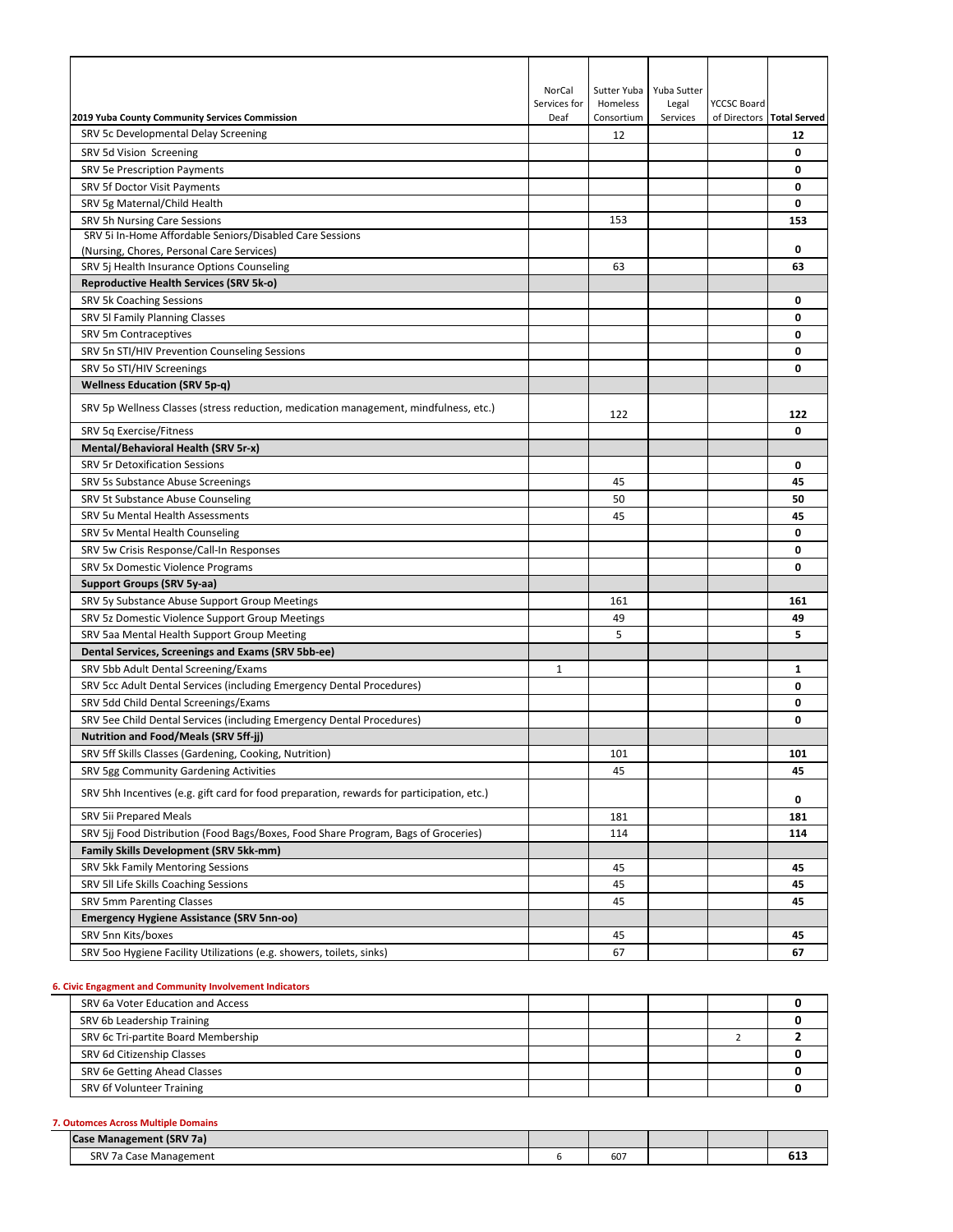| 2019 Yuba County Community Services Commission | NorCal Services for Deaf | Sutter Yuba Homeless Consortium | Yuba Sutter Legal Services | YCCSC Board of Directors | Total Served |
|---|---|---|---|---|---|
| SRV 5c Developmental Delay Screening | | 12 | | | **12** |
| SRV 5d Vision Screening | | | | | **0** |
| SRV 5e Prescription Payments | | | | | **0** |
| SRV 5f Doctor Visit Payments | | | | | **0** |
| SRV 5g Maternal/Child Health | | | | | **0** |
| SRV 5h Nursing Care Sessions | | 153 | | | **153** |
| SRV 5i In-Home Affordable Seniors/Disabled Care Sessions (Nursing, Chores, Personal Care Services) | | | | | **0** |
| SRV 5j Health Insurance Options Counseling | | 63 | | | **63** |
| **Reproductive Health Services (SRV 5k-o)** | | | | | |
| SRV 5k Coaching Sessions | | | | | **0** |
| SRV 5l Family Planning Classes | | | | | **0** |
| SRV 5m Contraceptives | | | | | **0** |
| SRV 5n STI/HIV Prevention Counseling Sessions | | | | | **0** |
| SRV 5o STI/HIV Screenings | | | | | **0** |
| **Wellness Education (SRV 5p-q)** | | | | | |
| SRV 5p Wellness Classes (stress reduction, medication management, mindfulness, etc.) | | 122 | | | **122** |
| SRV 5q Exercise/Fitness | | | | | **0** |
| **Mental/Behavioral Health (SRV 5r-x)** | | | | | |
| SRV 5r Detoxification Sessions | | | | | **0** |
| SRV 5s Substance Abuse Screenings | | 45 | | | **45** |
| SRV 5t Substance Abuse Counseling | | 50 | | | **50** |
| SRV 5u Mental Health Assessments | | 45 | | | **45** |
| SRV 5v Mental Health Counseling | | | | | **0** |
| SRV 5w Crisis Response/Call-In Responses | | | | | **0** |
| SRV 5x Domestic Violence Programs | | | | | **0** |
| **Support Groups (SRV 5y-aa)** | | | | | |
| SRV 5y Substance Abuse Support Group Meetings | | 161 | | | **161** |
| SRV 5z Domestic Violence Support Group Meetings | | 49 | | | **49** |
| SRV 5aa Mental Health Support Group Meeting | | 5 | | | **5** |
| **Dental Services, Screenings and Exams (SRV 5bb-ee)** | | | | | |
| SRV 5bb Adult Dental Screening/Exams | 1 | | | | **1** |
| SRV 5cc Adult Dental Services (including Emergency Dental Procedures) | | | | | **0** |
| SRV 5dd Child Dental Screenings/Exams | | | | | **0** |
| SRV 5ee Child Dental Services (including Emergency Dental Procedures) | | | | | **0** |
| **Nutrition and Food/Meals (SRV 5ff-jj)** | | | | | |
| SRV 5ff Skills Classes (Gardening, Cooking, Nutrition) | | 101 | | | **101** |
| SRV 5gg Community Gardening Activities | | 45 | | | **45** |
| SRV 5hh Incentives (e.g. gift card for food preparation, rewards for participation, etc.) | | | | | **0** |
| SRV 5ii Prepared Meals | | 181 | | | **181** |
| SRV 5jj Food Distribution (Food Bags/Boxes, Food Share Program, Bags of Groceries) | | 114 | | | **114** |
| **Family Skills Development (SRV 5kk-mm)** | | | | | |
| SRV 5kk Family Mentoring Sessions | | 45 | | | **45** |
| SRV 5ll Life Skills Coaching Sessions | | 45 | | | **45** |
| SRV 5mm Parenting Classes | | 45 | | | **45** |
| **Emergency Hygiene Assistance (SRV 5nn-oo)** | | | | | |
| SRV 5nn Kits/boxes | | 45 | | | **45** |
| SRV 5oo Hygiene Facility Utilizations (e.g. showers, toilets, sinks) | | 67 | | | **67** |

**6. Civic Engagment and Community Involvement Indicators**

| | | | | | |
|---|---|---|---|---|---|
| SRV 6a Voter Education and Access | | | | | **0** |
| SRV 6b Leadership Training | | | | | **0** |
| SRV 6c Tri-partite Board Membership | | | | 2 | **2** |
| SRV 6d Citizenship Classes | | | | | **0** |
| SRV 6e Getting Ahead Classes | | | | | **0** |
| SRV 6f Volunteer Training | | | | | **0** |

**7. Outomces Across Multiple Domains**

| | | | | | |
|---|---|---|---|---|---|
| **Case Management (SRV 7a)** | | | | | |
| SRV 7a Case Management | 6 | 607 | | | **613** |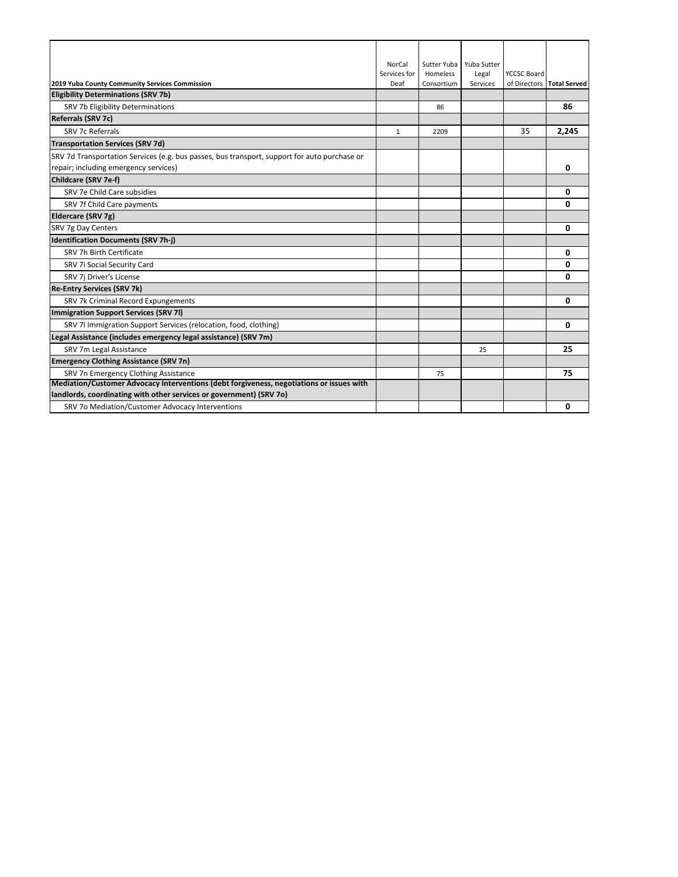| 2019 Yuba County Community Services Commission | NorCal Services for Deaf | Sutter Yuba Homeless Consortium | Yuba Sutter Legal Services | YCCSC Board of Directors | Total Served |
|---|---|---|---|---|---|
| **Eligibility Determinations (SRV 7b)** | | | | | |
| SRV 7b Eligibility Determinations | | 86 | | | **86** |
| **Referrals (SRV 7c)** | | | | | |
| SRV 7c Referrals | 1 | 2209 | | 35 | **2,245** |
| **Transportation Services (SRV 7d)** | | | | | |
| SRV 7d Transportation Services (e.g. bus passes, bus transport, support for auto purchase or repair; including emergency services) | | | | | **0** |
| **Childcare (SRV 7e-f)** | | | | | |
| SRV 7e Child Care subsidies | | | | | **0** |
| SRV 7f Child Care payments | | | | | **0** |
| **Eldercare (SRV 7g)** | | | | | |
| SRV 7g Day Centers | | | | | **0** |
| **Identification Documents (SRV 7h-j)** | | | | | |
| SRV 7h Birth Certificate | | | | | **0** |
| SRV 7i Social Security Card | | | | | **0** |
| SRV 7j Driver's License | | | | | **0** |
| **Re-Entry Services (SRV 7k)** | | | | | |
| SRV 7k Criminal Record Expungements | | | | | **0** |
| **Immigration Support Services (SRV 7l)** | | | | | |
| SRV 7l Immigration Support Services (relocation, food, clothing) | | | | | **0** |
| **Legal Assistance (includes emergency legal assistance) (SRV 7m)** | | | | | |
| SRV 7m Legal Assistance | | | 25 | | **25** |
| **Emergency Clothing Assistance (SRV 7n)** | | | | | |
| SRV 7n Emergency Clothing Assistance | | 75 | | | **75** |
| **Mediation/Customer Advocacy Interventions (debt forgiveness, negotiations or issues with landlords, coordinating with other services or government) (SRV 7o)** | | | | | |
| SRV 7o Mediation/Customer Advocacy Interventions | | | | | **0** |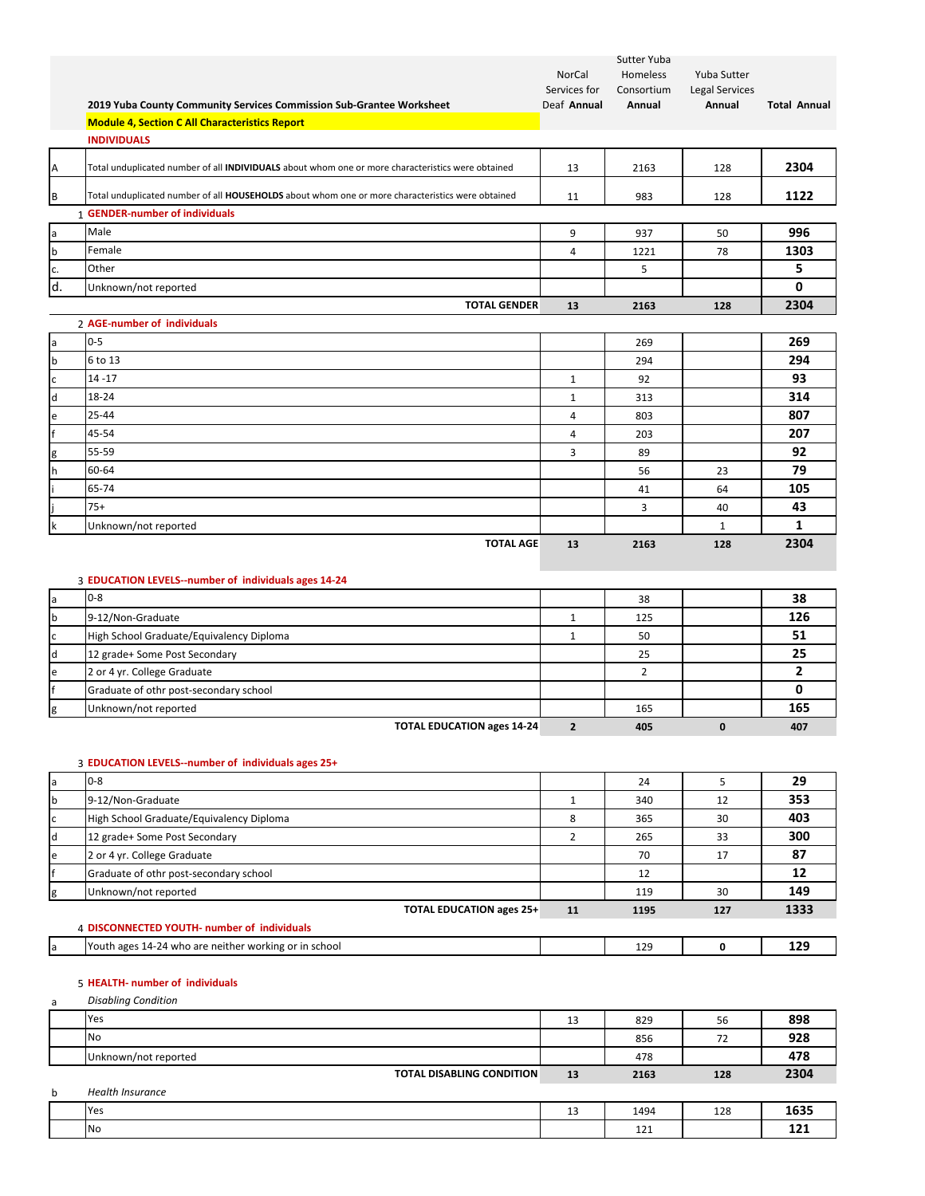| | 2019 Yuba County Community Services Commission Sub-Grantee Worksheet | NorCal Services for Deaf Annual | Sutter Yuba Homeless Consortium Annual | Yuba Sutter Legal Services Annual | Total Annual |
|---|---|---|---|---|---|
| | **Module 4, Section C All Characteristics Report** | | | | |
| | **INDIVIDUALS** | | | | |
| A | Total unduplicated number of all **INDIVIDUALS** about whom one or more characteristics were obtained | 13 | 2163 | 128 | **2304** |
| B | Total unduplicated number of all **HOUSEHOLDS** about whom one or more characteristics were obtained | 11 | 983 | 128 | **1122** |
| 1 | **GENDER-number of individuals** | | | | |
| a | Male | 9 | 937 | 50 | **996** |
| b | Female | 4 | 1221 | 78 | **1303** |
| c. | Other | | 5 | | **5** |
| d. | Unknown/not reported | | | | **0** |
| | **TOTAL GENDER** | **13** | **2163** | **128** | **2304** |
| 2 | **AGE-number of individuals** | | | | |
| a | 0-5 | | 269 | | **269** |
| b | 6 to 13 | | 294 | | **294** |
| c | 14 -17 | 1 | 92 | | **93** |
| d | 18-24 | 1 | 313 | | **314** |
| e | 25-44 | 4 | 803 | | **807** |
| f | 45-54 | 4 | 203 | | **207** |
| g | 55-59 | 3 | 89 | | **92** |
| h | 60-64 | | 56 | 23 | **79** |
| i | 65-74 | | 41 | 64 | **105** |
| j | 75+ | | 3 | 40 | **43** |
| k | Unknown/not reported | | | 1 | **1** |
| | **TOTAL AGE** | **13** | **2163** | **128** | **2304** |
| 3 | **EDUCATION LEVELS--number of individuals ages 14-24** | | | | |
| a | 0-8 | | 38 | | **38** |
| b | 9-12/Non-Graduate | 1 | 125 | | **126** |
| c | High School Graduate/Equivalency Diploma | 1 | 50 | | **51** |
| d | 12 grade+ Some Post Secondary | | 25 | | **25** |
| e | 2 or 4 yr. College Graduate | | 2 | | **2** |
| f | Graduate of othr post-secondary school | | | | **0** |
| g | Unknown/not reported | | 165 | | **165** |
| | **TOTAL EDUCATION ages 14-24** | **2** | **405** | **0** | **407** |
| 3 | **EDUCATION LEVELS--number of individuals ages 25+** | | | | |
| a | 0-8 | | 24 | 5 | **29** |
| b | 9-12/Non-Graduate | 1 | 340 | 12 | **353** |
| c | High School Graduate/Equivalency Diploma | 8 | 365 | 30 | **403** |
| d | 12 grade+ Some Post Secondary | 2 | 265 | 33 | **300** |
| e | 2 or 4 yr. College Graduate | | 70 | 17 | **87** |
| f | Graduate of othr post-secondary school | | 12 | | **12** |
| g | Unknown/not reported | | 119 | 30 | **149** |
| | **TOTAL EDUCATION ages 25+** | **11** | **1195** | **127** | **1333** |
| 4 | **DISCONNECTED YOUTH- number of individuals** | | | | |
| a | Youth ages 14-24 who are neither working or in school | | 129 | 0 | **129** |
| 5 | **HEALTH- number of individuals** | | | | |
| a | *Disabling Condition* | | | | |
| | Yes | 13 | 829 | 56 | **898** |
| | No | | 856 | 72 | **928** |
| | Unknown/not reported | | 478 | | **478** |
| | **TOTAL DISABLING CONDITION** | **13** | **2163** | **128** | **2304** |
| b | *Health Insurance* | | | | |
| | Yes | 13 | 1494 | 128 | **1635** |
| | No | | 121 | | **121** |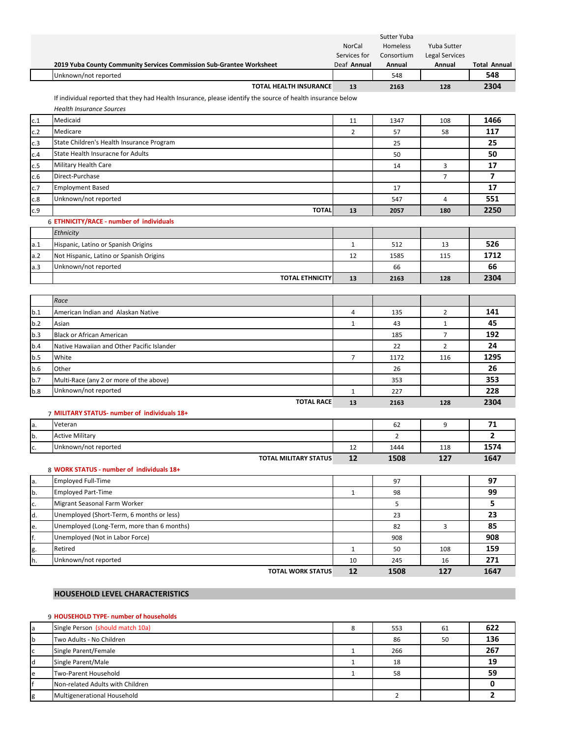| | 2019 Yuba County Community Services Commission Sub-Grantee Worksheet | NorCal Services for Deaf Annual | Sutter Yuba Homeless Consortium Annual | Yuba Sutter Legal Services Annual | Total Annual |
|---|---|---|---|---|---|
| | Unknown/not reported | | 548 | | 548 |
| | TOTAL HEALTH INSURANCE | 13 | 2163 | 128 | 2304 |

If individual reported that they had Health Insurance, please identify the source of health insurance below

*Health Insurance Sources*

| | | NorCal Services for Deaf Annual | Sutter Yuba Homeless Consortium Annual | Yuba Sutter Legal Services Annual | Total Annual |
|---|---|---|---|---|---|
| c.1 | Medicaid | 11 | 1347 | 108 | 1466 |
| c.2 | Medicare | 2 | 57 | 58 | 117 |
| c.3 | State Children's Health Insurance Program | | 25 | | 25 |
| c.4 | State Health Insuracne for Adults | | 50 | | 50 |
| c.5 | Military Health Care | | 14 | 3 | 17 |
| c.6 | Direct-Purchase | | | 7 | 7 |
| c.7 | Employment Based | | 17 | | 17 |
| c.8 | Unknown/not reported | | 547 | 4 | 551 |
| c.9 | TOTAL | 13 | 2057 | 180 | 2250 |

6 **ETHNICITY/RACE - number of individuals**

| | *Ethnicity* | NorCal Services for Deaf Annual | Sutter Yuba Homeless Consortium Annual | Yuba Sutter Legal Services Annual | Total Annual |
|---|---|---|---|---|---|
| a.1 | Hispanic, Latino or Spanish Origins | 1 | 512 | 13 | 526 |
| a.2 | Not Hispanic, Latino or Spanish Origins | 12 | 1585 | 115 | 1712 |
| a.3 | Unknown/not reported | | 66 | | 66 |
| | TOTAL ETHNICITY | 13 | 2163 | 128 | 2304 |

| | *Race* | NorCal Services for Deaf Annual | Sutter Yuba Homeless Consortium Annual | Yuba Sutter Legal Services Annual | Total Annual |
|---|---|---|---|---|---|
| b.1 | American Indian and Alaskan Native | 4 | 135 | 2 | 141 |
| b.2 | Asian | 1 | 43 | 1 | 45 |
| b.3 | Black or African American | | 185 | 7 | 192 |
| b.4 | Native Hawaiian and Other Pacific Islander | | 22 | 2 | 24 |
| b.5 | White | 7 | 1172 | 116 | 1295 |
| b.6 | Other | | 26 | | 26 |
| b.7 | Multi-Race (any 2 or more of the above) | | 353 | | 353 |
| b.8 | Unknown/not reported | 1 | 227 | | 228 |
| | TOTAL RACE | 13 | 2163 | 128 | 2304 |

7 **MILITARY STATUS- number of individuals 18+**

| | | NorCal Services for Deaf Annual | Sutter Yuba Homeless Consortium Annual | Yuba Sutter Legal Services Annual | Total Annual |
|---|---|---|---|---|---|
| a. | Veteran | | 62 | 9 | 71 |
| b. | Active Military | | 2 | | 2 |
| c. | Unknown/not reported | 12 | 1444 | 118 | 1574 |
| | TOTAL MILITARY STATUS | 12 | 1508 | 127 | 1647 |

8 **WORK STATUS - number of individuals 18+**

| | | NorCal Services for Deaf Annual | Sutter Yuba Homeless Consortium Annual | Yuba Sutter Legal Services Annual | Total Annual |
|---|---|---|---|---|---|
| a. | Employed Full-Time | | 97 | | 97 |
| b. | Employed Part-Time | 1 | 98 | | 99 |
| c. | Migrant Seasonal Farm Worker | | 5 | | 5 |
| d. | Unemployed (Short-Term, 6 months or less) | | 23 | | 23 |
| e. | Unemployed (Long-Term, more than 6 months) | | 82 | 3 | 85 |
| f. | Unemployed (Not in Labor Force) | | 908 | | 908 |
| g. | Retired | 1 | 50 | 108 | 159 |
| h. | Unknown/not reported | 10 | 245 | 16 | 271 |
| | TOTAL WORK STATUS | 12 | 1508 | 127 | 1647 |

## HOUSEHOLD LEVEL CHARACTERISTICS

9 **HOUSEHOLD TYPE- number of households**

| | | NorCal Services for Deaf Annual | Sutter Yuba Homeless Consortium Annual | Yuba Sutter Legal Services Annual | Total Annual |
|---|---|---|---|---|---|
| a | Single Person (should match 10a) | 8 | 553 | 61 | 622 |
| b | Two Adults - No Children | | 86 | 50 | 136 |
| c | Single Parent/Female | 1 | 266 | | 267 |
| d | Single Parent/Male | 1 | 18 | | 19 |
| e | Two-Parent Household | 1 | 58 | | 59 |
| f | Non-related Adults with Children | | | | 0 |
| g | Multigenerational Household | | 2 | | 2 |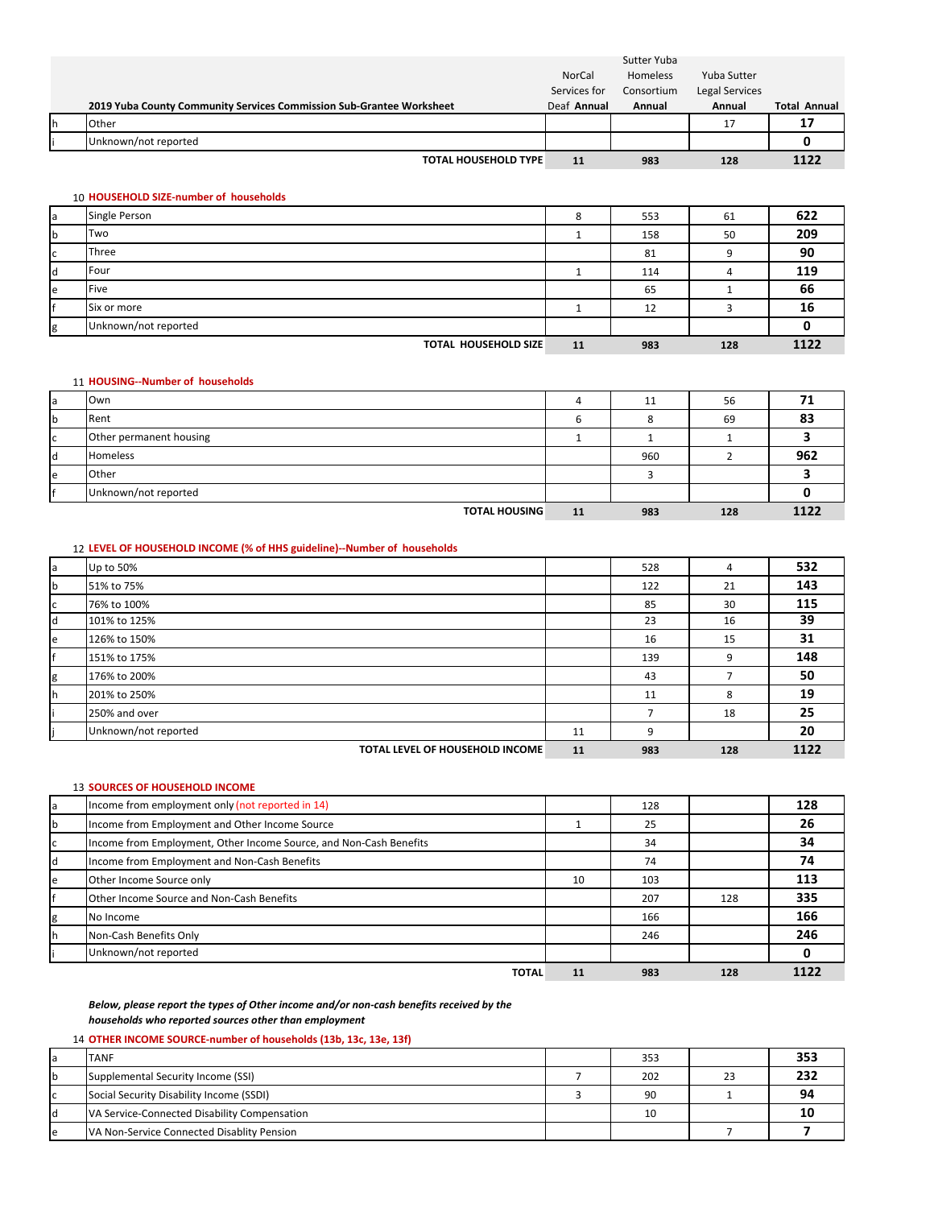| | 2019 Yuba County Community Services Commission Sub-Grantee Worksheet | NorCal Services for Deaf Annual | Sutter Yuba Homeless Consortium Annual | Yuba Sutter Legal Services Annual | Total Annual |
|---|---|---|---|---|---|
| h | Other | | | 17 | **17** |
| i | Unknown/not reported | | | | **0** |
| | **TOTAL HOUSEHOLD TYPE** | **11** | **983** | **128** | **1122** |

10 **HOUSEHOLD SIZE-number of households**

| | | | | | |
|---|---|---|---|---|---|
| a | Single Person | 8 | 553 | 61 | **622** |
| b | Two | 1 | 158 | 50 | **209** |
| c | Three | | 81 | 9 | **90** |
| d | Four | 1 | 114 | 4 | **119** |
| e | Five | | 65 | 1 | **66** |
| f | Six or more | 1 | 12 | 3 | **16** |
| g | Unknown/not reported | | | | **0** |
| | **TOTAL HOUSEHOLD SIZE** | **11** | **983** | **128** | **1122** |

11 **HOUSING--Number of households**

| | | | | | |
|---|---|---|---|---|---|
| a | Own | 4 | 11 | 56 | **71** |
| b | Rent | 6 | 8 | 69 | **83** |
| c | Other permanent housing | 1 | 1 | 1 | **3** |
| d | Homeless | | 960 | 2 | **962** |
| e | Other | | 3 | | **3** |
| f | Unknown/not reported | | | | **0** |
| | **TOTAL HOUSING** | **11** | **983** | **128** | **1122** |

12 **LEVEL OF HOUSEHOLD INCOME (% of HHS guideline)--Number of households**

| | | | | | |
|---|---|---|---|---|---|
| a | Up to 50% | | 528 | 4 | **532** |
| b | 51% to 75% | | 122 | 21 | **143** |
| c | 76% to 100% | | 85 | 30 | **115** |
| d | 101% to 125% | | 23 | 16 | **39** |
| e | 126% to 150% | | 16 | 15 | **31** |
| f | 151% to 175% | | 139 | 9 | **148** |
| g | 176% to 200% | | 43 | 7 | **50** |
| h | 201% to 250% | | 11 | 8 | **19** |
| i | 250% and over | | 7 | 18 | **25** |
| j | Unknown/not reported | 11 | 9 | | **20** |
| | **TOTAL LEVEL OF HOUSEHOLD INCOME** | **11** | **983** | **128** | **1122** |

13 **SOURCES OF HOUSEHOLD INCOME**

| | | | | | |
|---|---|---|---|---|---|
| a | Income from employment only (not reported in 14) | | 128 | | **128** |
| b | Income from Employment and Other Income Source | 1 | 25 | | **26** |
| c | Income from Employment, Other Income Source, and Non-Cash Benefits | | 34 | | **34** |
| d | Income from Employment and Non-Cash Benefits | | 74 | | **74** |
| e | Other Income Source only | 10 | 103 | | **113** |
| f | Other Income Source and Non-Cash Benefits | | 207 | 128 | **335** |
| g | No Income | | 166 | | **166** |
| h | Non-Cash Benefits Only | | 246 | | **246** |
| i | Unknown/not reported | | | | **0** |
| | **TOTAL** | **11** | **983** | **128** | **1122** |

***Below, please report the types of Other income and/or non-cash benefits received by the households who reported sources other than employment***

14 **OTHER INCOME SOURCE-number of households (13b, 13c, 13e, 13f)**

| | | | | | |
|---|---|---|---|---|---|
| a | TANF | | 353 | | **353** |
| b | Supplemental Security Income (SSI) | 7 | 202 | 23 | **232** |
| c | Social Security Disability Income (SSDI) | 3 | 90 | 1 | **94** |
| d | VA Service-Connected Disability Compensation | | 10 | | **10** |
| e | VA Non-Service Connected Disablity Pension | | | 7 | **7** |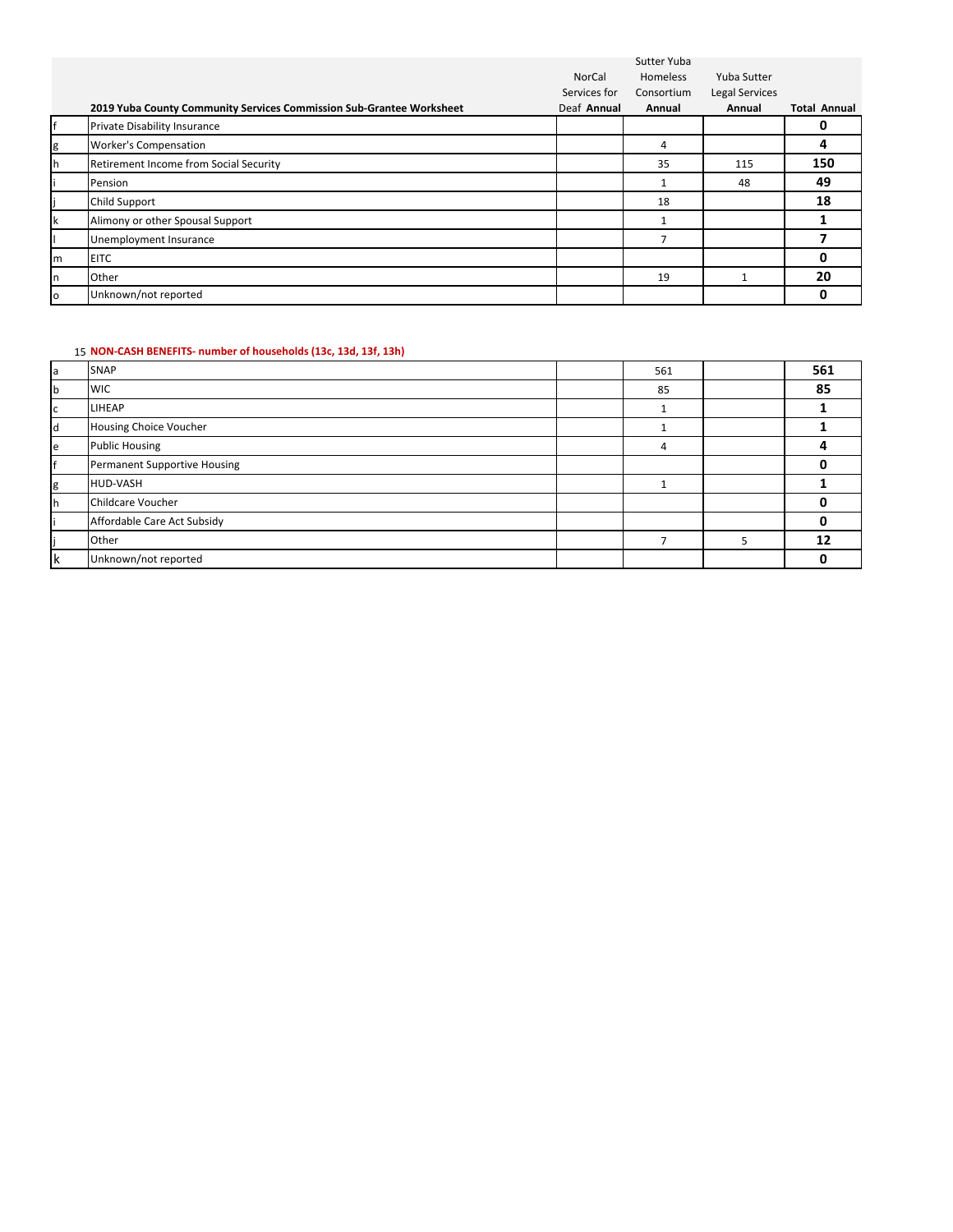| | 2019 Yuba County Community Services Commission Sub-Grantee Worksheet | NorCal Services for Deaf **Annual** | Sutter Yuba Homeless Consortium **Annual** | Yuba Sutter Legal Services **Annual** | **Total Annual** |
|---|---|---|---|---|---|
| f | Private Disability Insurance | | | | **0** |
| g | Worker's Compensation | | 4 | | **4** |
| h | Retirement Income from Social Security | | 35 | 115 | **150** |
| i | Pension | | 1 | 48 | **49** |
| j | Child Support | | 18 | | **18** |
| k | Alimony or other Spousal Support | | 1 | | **1** |
| l | Unemployment Insurance | | 7 | | **7** |
| m | EITC | | | | **0** |
| n | Other | | 19 | 1 | **20** |
| o | Unknown/not reported | | | | **0** |

15 **NON-CASH BENEFITS- number of households (13c, 13d, 13f, 13h)**

| | | | | | |
|---|---|---|---|---|---|
| a | SNAP | | 561 | | **561** |
| b | WIC | | 85 | | **85** |
| c | LIHEAP | | 1 | | **1** |
| d | Housing Choice Voucher | | 1 | | **1** |
| e | Public Housing | | 4 | | **4** |
| f | Permanent Supportive Housing | | | | **0** |
| g | HUD-VASH | | 1 | | **1** |
| h | Childcare Voucher | | | | **0** |
| i | Affordable Care Act Subsidy | | | | **0** |
| j | Other | | 7 | 5 | **12** |
| k | Unknown/not reported | | | | **0** |